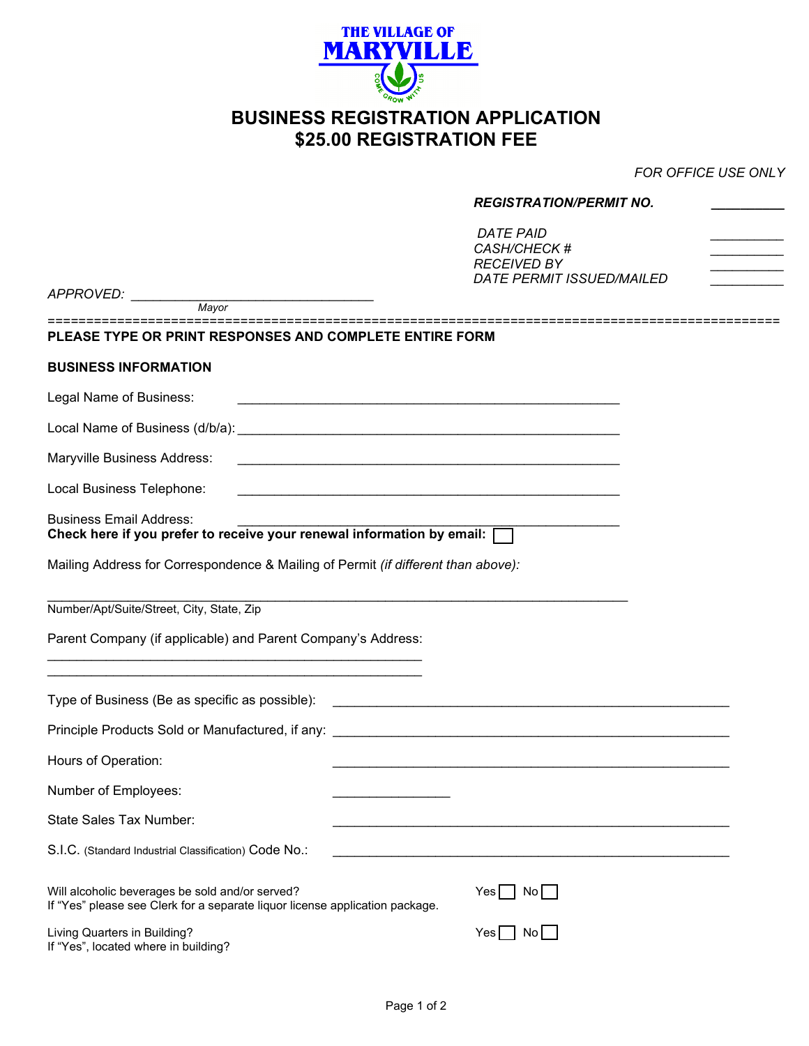THE VILLAGE OF
MARYVILLE
COME GROW WITH US

# BUSINESS REGISTRATION APPLICATION
# $25.00 REGISTRATION FEE

*FOR OFFICE USE ONLY*

***REGISTRATION/PERMIT NO.*** __________

*DATE PAID* __________
*CASH/CHECK #* __________
*RECEIVED BY* __________
*DATE PERMIT ISSUED/MAILED* __________

*APPROVED:* ________________________________
*Mayor*

====================================================================================================

**PLEASE TYPE OR PRINT RESPONSES AND COMPLETE ENTIRE FORM**

**BUSINESS INFORMATION**

Legal Name of Business: ____________________________________________________

Local Name of Business (d/b/a): ____________________________________________________

Maryville Business Address: ____________________________________________________

Local Business Telephone: ____________________________________________________

Business Email Address: ____________________________________________________
**Check here if you prefer to receive your renewal information by email:** ☐

Mailing Address for Correspondence & Mailing of Permit *(if different than above):*

______________________________________________________________________________
Number/Apt/Suite/Street, City, State, Zip

Parent Company (if applicable) and Parent Company's Address:
__________________________________________________
__________________________________________________

Type of Business (Be as specific as possible): ____________________________________________________

Principle Products Sold or Manufactured, if any: ____________________________________________________

Hours of Operation: ____________________________________________________

Number of Employees: _______________

State Sales Tax Number: ____________________________________________________

S.I.C. (Standard Industrial Classification) Code No.: ____________________________________________________

Will alcoholic beverages be sold and/or served? Yes ☐ No ☐
If "Yes" please see Clerk for a separate liquor license application package.

Living Quarters in Building? Yes ☐ No ☐
If "Yes", located where in building?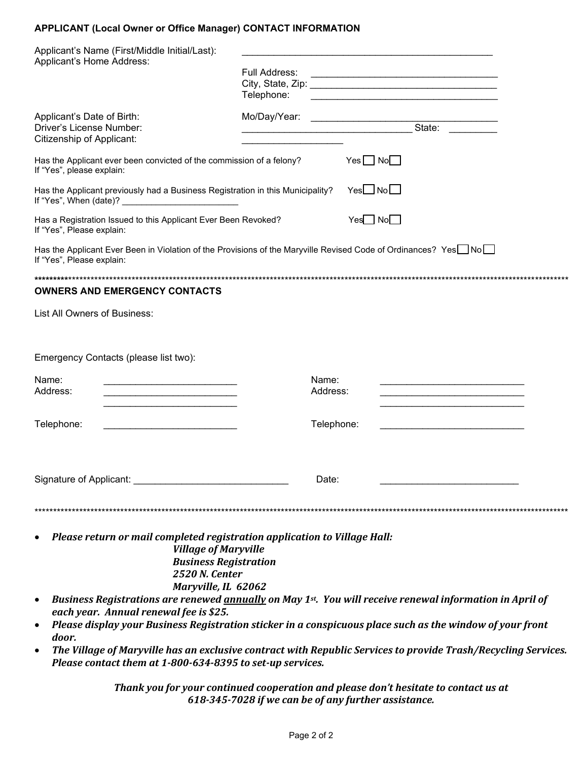**APPLICANT (Local Owner or Office Manager) CONTACT INFORMATION**

Applicant's Name (First/Middle Initial/Last): ______________________________________________

Applicant's Home Address:

Full Address: ___________________________________

City, State, Zip: ___________________________________

Telephone: ___________________________________

Applicant's Date of Birth: Mo/Day/Year: ___________________________________

Driver's License Number: ______________________________ State: _________

Citizenship of Applicant: ___________________

Has the Applicant ever been convicted of the commission of a felony? Yes ☐ No ☐
If "Yes", please explain:

Has the Applicant previously had a Business Registration in this Municipality? Yes ☐ No ☐
If "Yes", When (date)? _______________________

Has a Registration Issued to this Applicant Ever Been Revoked? Yes ☐ No ☐
If "Yes", Please explain:

Has the Applicant Ever Been in Violation of the Provisions of the Maryville Revised Code of Ordinances? Yes ☐ No ☐
If "Yes", Please explain:

***************************************************************************************************************

**OWNERS AND EMERGENCY CONTACTS**

List All Owners of Business:

Emergency Contacts (please list two):

| | | | |
|---|---|---|---|
| Name: | _________________________ | Name: | _________________________ |
| Address: | _________________________ | Address: | _________________________ |
| | _________________________ | | _________________________ |
| Telephone: | _________________________ | Telephone: | _________________________ |

Signature of Applicant: ____________________________ Date: __________________________

***************************************************************************************************************

- ***Please return or mail completed registration application to Village Hall:***
  ***Village of Maryville***
  ***Business Registration***
  ***2520 N. Center***
  ***Maryville, IL 62062***
- ***Business Registrations are renewed annually on May 1st. You will receive renewal information in April of each year. Annual renewal fee is $25.***
- ***Please display your Business Registration sticker in a conspicuous place such as the window of your front door.***
- ***The Village of Maryville has an exclusive contract with Republic Services to provide Trash/Recycling Services. Please contact them at 1-800-634-8395 to set-up services.***

***Thank you for your continued cooperation and please don't hesitate to contact us at 618-345-7028 if we can be of any further assistance.***